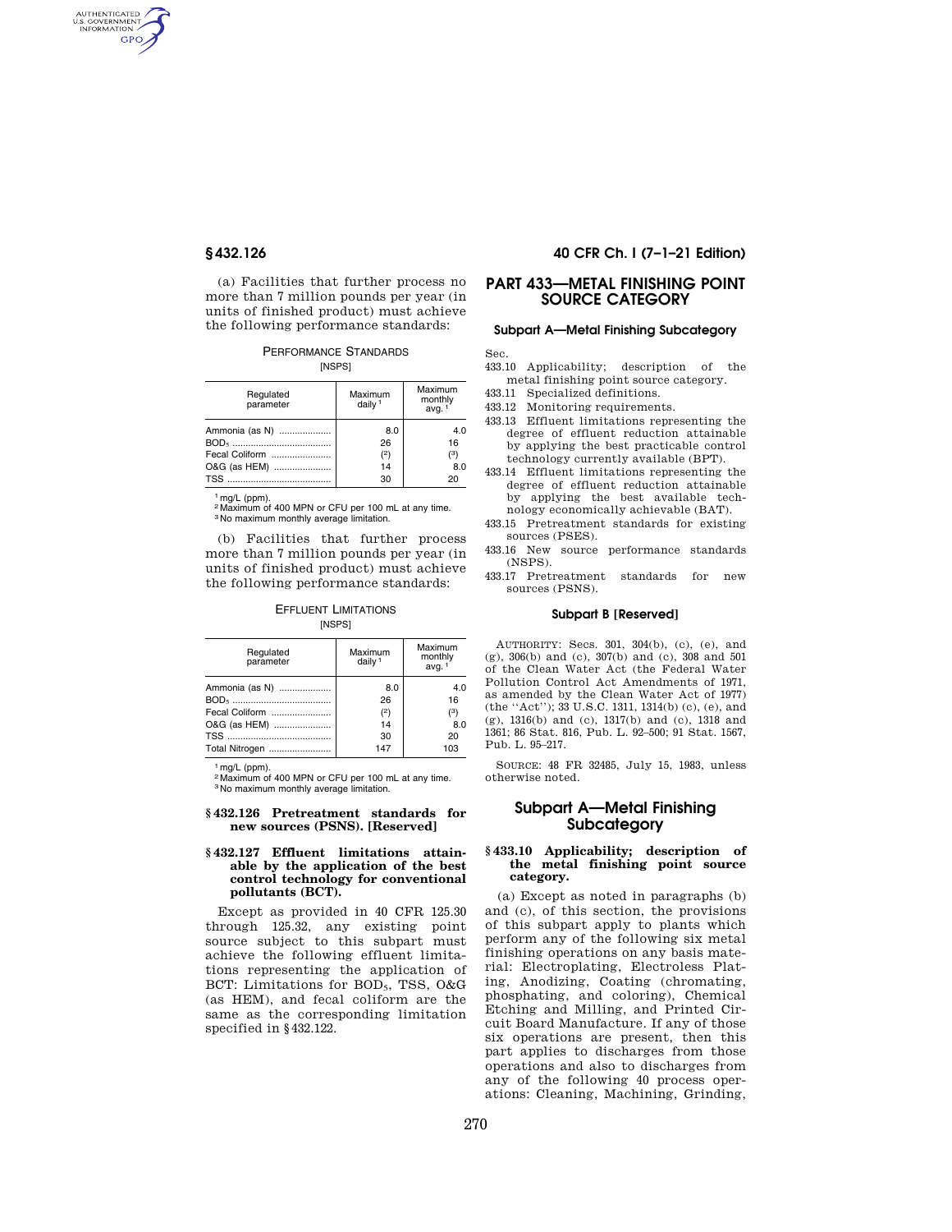(a) Facilities that further process no more than 7 million pounds per year (in units of finished product) must achieve the following performance standards:

PERFORMANCE STANDARDS

[NSPS]

| Regulated parameter | Maximum daily [1] | Maximum monthly avg. [1] |
|---|---|---|
| Ammonia (as N) | 8.0 | 4.0 |
| $BOD_5$ | 26 | 16 |
| Fecal Coliform | ([2]) | ([3]) |
| O&G (as HEM) | 14 | 8.0 |
| TSS | 30 | 20 |

[1] mg/L (ppm).
[2] Maximum of 400 MPN or CFU per 100 mL at any time.
[3] No maximum monthly average limitation.

(b) Facilities that further process more than 7 million pounds per year (in units of finished product) must achieve the following performance standards:

EFFLUENT LIMITATIONS

[NSPS]

| Regulated parameter | Maximum daily [1] | Maximum monthly avg. [1] |
|---|---|---|
| Ammonia (as N) | 8.0 | 4.0 |
| $BOD_5$ | 26 | 16 |
| Fecal Coliform | ([2]) | ([3]) |
| O&G (as HEM) | 14 | 8.0 |
| TSS | 30 | 20 |
| Total Nitrogen | 147 | 103 |

[1] mg/L (ppm).
[2] Maximum of 400 MPN or CFU per 100 mL at any time.
[3] No maximum monthly average limitation.

### § 432.126 Pretreatment standards for new sources (PSNS). [Reserved]

### § 432.127 Effluent limitations attainable by the application of the best control technology for conventional pollutants (BCT).

Except as provided in 40 CFR 125.30 through 125.32, any existing point source subject to this subpart must achieve the following effluent limitations representing the application of BCT: Limitations for $BOD_5$, TSS, O&G (as HEM), and fecal coliform are the same as the corresponding limitation specified in § 432.122.

# PART 433—METAL FINISHING POINT SOURCE CATEGORY

### Subpart A—Metal Finishing Subcategory

Sec.

433.10 Applicability; description of the metal finishing point source category.

433.11 Specialized definitions.

433.12 Monitoring requirements.

433.13 Effluent limitations representing the degree of effluent reduction attainable by applying the best practicable control technology currently available (BPT).

433.14 Effluent limitations representing the degree of effluent reduction attainable by applying the best available technology economically achievable (BAT).

433.15 Pretreatment standards for existing sources (PSES).

433.16 New source performance standards (NSPS).

433.17 Pretreatment standards for new sources (PSNS).

### Subpart B [Reserved]

AUTHORITY: Secs. 301, 304(b), (c), (e), and (g), 306(b) and (c), 307(b) and (c), 308 and 501 of the Clean Water Act (the Federal Water Pollution Control Act Amendments of 1971, as amended by the Clean Water Act of 1977) (the "Act"); 33 U.S.C. 1311, 1314(b) (c), (e), and (g), 1316(b) and (c), 1317(b) and (c), 1318 and 1361; 86 Stat. 816, Pub. L. 92–500; 91 Stat. 1567, Pub. L. 95–217.

SOURCE: 48 FR 32485, July 15, 1983, unless otherwise noted.

## Subpart A—Metal Finishing Subcategory

### § 433.10 Applicability; description of the metal finishing point source category.

(a) Except as noted in paragraphs (b) and (c), of this section, the provisions of this subpart apply to plants which perform any of the following six metal finishing operations on any basis material: Electroplating, Electroless Plating, Anodizing, Coating (chromating, phosphating, and coloring), Chemical Etching and Milling, and Printed Circuit Board Manufacture. If any of those six operations are present, then this part applies to discharges from those operations and also to discharges from any of the following 40 process operations: Cleaning, Machining, Grinding,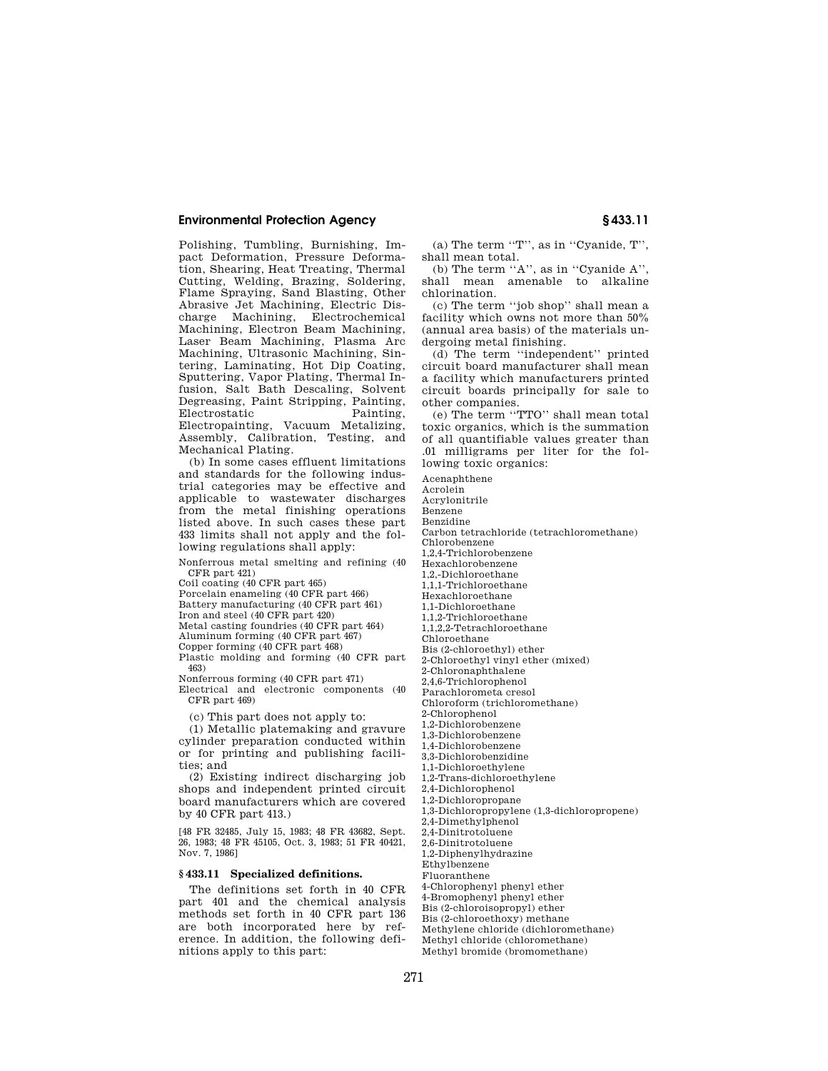Polishing, Tumbling, Burnishing, Impact Deformation, Pressure Deformation, Shearing, Heat Treating, Thermal Cutting, Welding, Brazing, Soldering, Flame Spraying, Sand Blasting, Other Abrasive Jet Machining, Electric Discharge Machining, Electrochemical Machining, Electron Beam Machining, Laser Beam Machining, Plasma Arc Machining, Ultrasonic Machining, Sintering, Laminating, Hot Dip Coating, Sputtering, Vapor Plating, Thermal Infusion, Salt Bath Descaling, Solvent Degreasing, Paint Stripping, Painting, Electrostatic Painting, Electropainting, Vacuum Metalizing, Assembly, Calibration, Testing, and Mechanical Plating.

(b) In some cases effluent limitations and standards for the following industrial categories may be effective and applicable to wastewater discharges from the metal finishing operations listed above. In such cases these part 433 limits shall not apply and the following regulations shall apply:

Nonferrous metal smelting and refining (40 CFR part 421)
Coil coating (40 CFR part 465)
Porcelain enameling (40 CFR part 466)
Battery manufacturing (40 CFR part 461)
Iron and steel (40 CFR part 420)
Metal casting foundries (40 CFR part 464)
Aluminum forming (40 CFR part 467)
Copper forming (40 CFR part 468)
Plastic molding and forming (40 CFR part 463)
Nonferrous forming (40 CFR part 471)
Electrical and electronic components (40 CFR part 469)

(c) This part does not apply to:

(1) Metallic platemaking and gravure cylinder preparation conducted within or for printing and publishing facilities; and

(2) Existing indirect discharging job shops and independent printed circuit board manufacturers which are covered by 40 CFR part 413.)

[48 FR 32485, July 15, 1983; 48 FR 43682, Sept. 26, 1983; 48 FR 45105, Oct. 3, 1983; 51 FR 40421, Nov. 7, 1986]

## § 433.11 Specialized definitions.

The definitions set forth in 40 CFR part 401 and the chemical analysis methods set forth in 40 CFR part 136 are both incorporated here by reference. In addition, the following definitions apply to this part:

(a) The term ''T'', as in ''Cyanide, T'', shall mean total.

(b) The term ''A'', as in ''Cyanide A'', shall mean amenable to alkaline chlorination.

(c) The term ''job shop'' shall mean a facility which owns not more than 50% (annual area basis) of the materials undergoing metal finishing.

(d) The term ''independent'' printed circuit board manufacturer shall mean a facility which manufacturers printed circuit boards principally for sale to other companies.

(e) The term ''TTO'' shall mean total toxic organics, which is the summation of all quantifiable values greater than .01 milligrams per liter for the following toxic organics:

Acenaphthene
Acrolein
Acrylonitrile
Benzene
Benzidine
Carbon tetrachloride (tetrachloromethane)
Chlorobenzene
1,2,4-Trichlorobenzene
Hexachlorobenzene
1,2,-Dichloroethane
1,1,1-Trichloroethane
Hexachloroethane
1,1-Dichloroethane
1,1,2-Trichloroethane
1,1,2,2-Tetrachloroethane
Chloroethane
Bis (2-chloroethyl) ether
2-Chloroethyl vinyl ether (mixed)
2-Chloronaphthalene
2,4,6-Trichlorophenol
Parachlorometa cresol
Chloroform (trichloromethane)
2-Chlorophenol
1,2-Dichlorobenzene
1,3-Dichlorobenzene
1,4-Dichlorobenzene
3,3-Dichlorobenzidine
1,1-Dichloroethylene
1,2-Trans-dichloroethylene
2,4-Dichlorophenol
1,2-Dichloropropane
1,3-Dichloropropylene (1,3-dichloropropene)
2,4-Dimethylphenol
2,4-Dinitrotoluene
2,6-Dinitrotoluene
1,2-Diphenylhydrazine
Ethylbenzene
Fluoranthene
4-Chlorophenyl phenyl ether
4-Bromophenyl phenyl ether
Bis (2-chloroisopropyl) ether
Bis (2-chloroethoxy) methane
Methylene chloride (dichloromethane)
Methyl chloride (chloromethane)
Methyl bromide (bromomethane)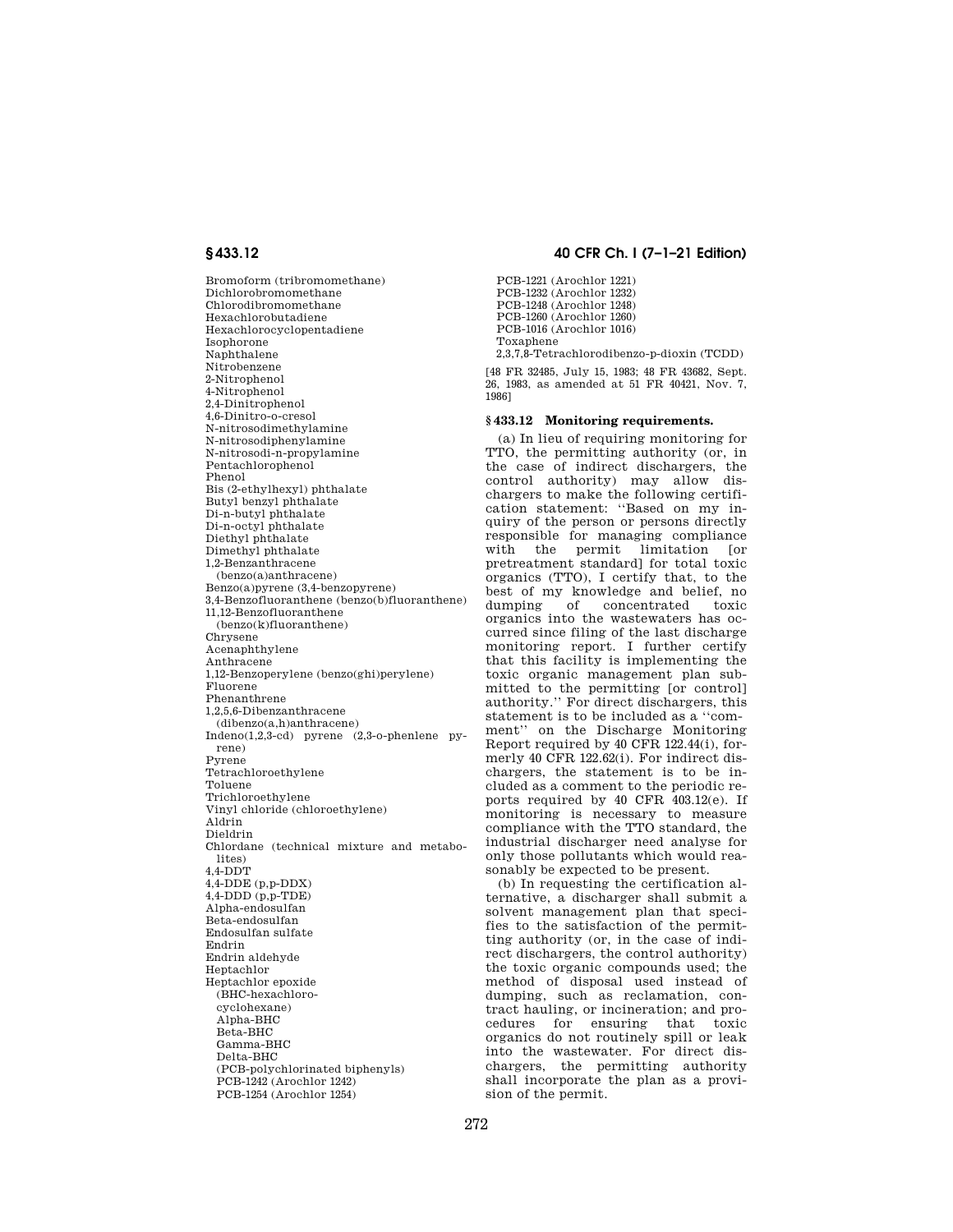Bromoform (tribromomethane)
Dichlorobromomethane
Chlorodibromomethane
Hexachlorobutadiene
Hexachlorocyclopentadiene
Isophorone
Naphthalene
Nitrobenzene
2-Nitrophenol
4-Nitrophenol
2,4-Dinitrophenol
4,6-Dinitro-o-cresol
N-nitrosodimethylamine
N-nitrosodiphenylamine
N-nitrosodi-n-propylamine
Pentachlorophenol
Phenol
Bis (2-ethylhexyl) phthalate
Butyl benzyl phthalate
Di-n-butyl phthalate
Di-n-octyl phthalate
Diethyl phthalate
Dimethyl phthalate
1,2-Benzanthracene (benzo(a)anthracene)
Benzo(a)pyrene (3,4-benzopyrene)
3,4-Benzofluoranthene (benzo(b)fluoranthene)
11,12-Benzofluoranthene (benzo(k)fluoranthene)
Chrysene
Acenaphthylene
Anthracene
1,12-Benzoperylene (benzo(ghi)perylene)
Fluorene
Phenanthrene
1,2,5,6-Dibenzanthracene (dibenzo(a,h)anthracene)
Indeno(1,2,3-cd) pyrene (2,3-o-phenlene pyrene)
Pyrene
Tetrachloroethylene
Toluene
Trichloroethylene
Vinyl chloride (chloroethylene)
Aldrin
Dieldrin
Chlordane (technical mixture and metabolites)
4,4-DDT
4,4-DDE (p,p-DDX)
4,4-DDD (p,p-TDE)
Alpha-endosulfan
Beta-endosulfan
Endosulfan sulfate
Endrin
Endrin aldehyde
Heptachlor
Heptachlor epoxide
(BHC-hexachlorocyclohexane)
Alpha-BHC
Beta-BHC
Gamma-BHC
Delta-BHC
(PCB-polychlorinated biphenyls)
PCB-1242 (Arochlor 1242)
PCB-1254 (Arochlor 1254)
PCB-1221 (Arochlor 1221)
PCB-1232 (Arochlor 1232)
PCB-1248 (Arochlor 1248)
PCB-1260 (Arochlor 1260)
PCB-1016 (Arochlor 1016)
Toxaphene
2,3,7,8-Tetrachlorodibenzo-p-dioxin (TCDD)

[48 FR 32485, July 15, 1983; 48 FR 43682, Sept. 26, 1983, as amended at 51 FR 40421, Nov. 7, 1986]

### § 433.12 Monitoring requirements.

(a) In lieu of requiring monitoring for TTO, the permitting authority (or, in the case of indirect dischargers, the control authority) may allow dischargers to make the following certification statement: ''Based on my inquiry of the person or persons directly responsible for managing compliance with the permit limitation [or pretreatment standard] for total toxic organics (TTO), I certify that, to the best of my knowledge and belief, no dumping of concentrated toxic organics into the wastewaters has occurred since filing of the last discharge monitoring report. I further certify that this facility is implementing the toxic organic management plan submitted to the permitting [or control] authority.'' For direct dischargers, this statement is to be included as a ''comment'' on the Discharge Monitoring Report required by 40 CFR 122.44(i), formerly 40 CFR 122.62(i). For indirect dischargers, the statement is to be included as a comment to the periodic reports required by 40 CFR 403.12(e). If monitoring is necessary to measure compliance with the TTO standard, the industrial discharger need analyse for only those pollutants which would reasonably be expected to be present.

(b) In requesting the certification alternative, a discharger shall submit a solvent management plan that specifies to the satisfaction of the permitting authority (or, in the case of indirect dischargers, the control authority) the toxic organic compounds used; the method of disposal used instead of dumping, such as reclamation, contract hauling, or incineration; and procedures for ensuring that toxic organics do not routinely spill or leak into the wastewater. For direct dischargers, the permitting authority shall incorporate the plan as a provision of the permit.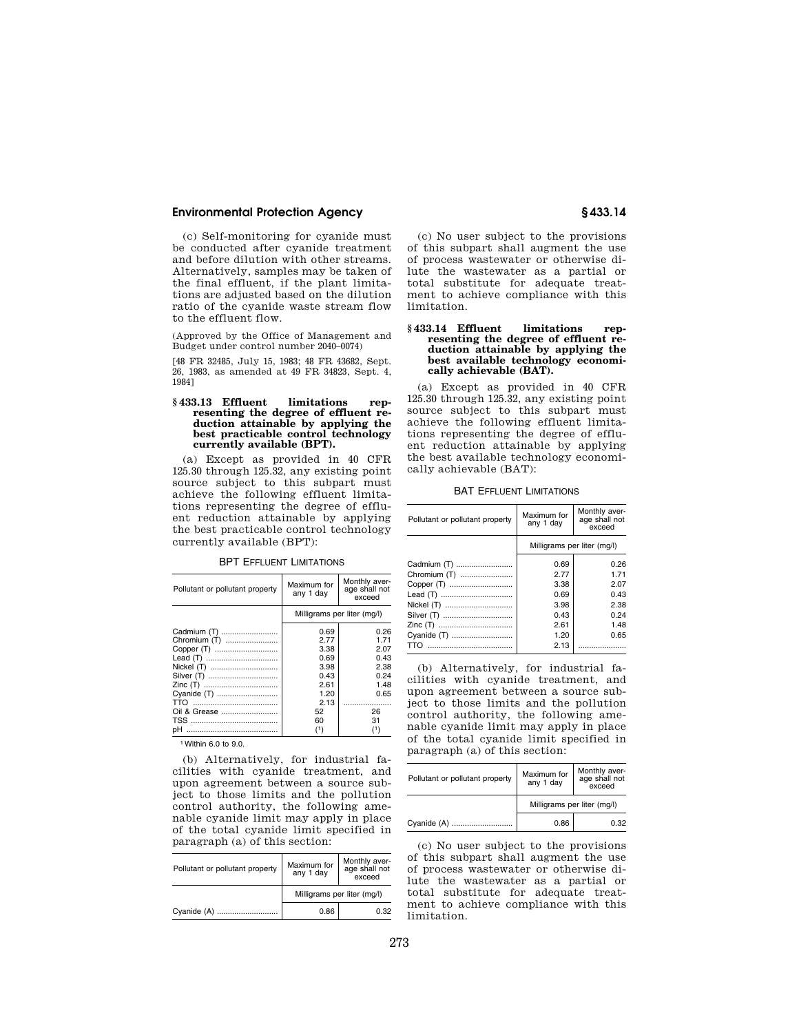(c) Self-monitoring for cyanide must be conducted after cyanide treatment and before dilution with other streams. Alternatively, samples may be taken of the final effluent, if the plant limitations are adjusted based on the dilution ratio of the cyanide waste stream flow to the effluent flow.

(Approved by the Office of Management and Budget under control number 2040–0074)

[48 FR 32485, July 15, 1983; 48 FR 43682, Sept. 26, 1983, as amended at 49 FR 34823, Sept. 4, 1984]

### § 433.13 Effluent limitations representing the degree of effluent reduction attainable by applying the best practicable control technology currently available (BPT).

(a) Except as provided in 40 CFR 125.30 through 125.32, any existing point source subject to this subpart must achieve the following effluent limitations representing the degree of effluent reduction attainable by applying the best practicable control technology currently available (BPT):

BPT EFFLUENT LIMITATIONS

| Pollutant or pollutant property | Maximum for any 1 day | Monthly average shall not exceed |
|---|---|---|
| | Milligrams per liter (mg/l) | |
| Cadmium (T) | 0.69 | 0.26 |
| Chromium (T) | 2.77 | 1.71 |
| Copper (T) | 3.38 | 2.07 |
| Lead (T) | 0.69 | 0.43 |
| Nickel (T) | 3.98 | 2.38 |
| Silver (T) | 0.43 | 0.24 |
| Zinc (T) | 2.61 | 1.48 |
| Cyanide (T) | 1.20 | 0.65 |
| TTO | 2.13 | |
| Oil & Grease | 52 | 26 |
| TSS | 60 | 31 |
| pH | (1) | (1) |

[1] Within 6.0 to 9.0.

(b) Alternatively, for industrial facilities with cyanide treatment, and upon agreement between a source subject to those limits and the pollution control authority, the following amenable cyanide limit may apply in place of the total cyanide limit specified in paragraph (a) of this section:

| Pollutant or pollutant property | Maximum for any 1 day | Monthly average shall not exceed |
|---|---|---|
| | Milligrams per liter (mg/l) | |
| Cyanide (A) | 0.86 | 0.32 |

(c) No user subject to the provisions of this subpart shall augment the use of process wastewater or otherwise dilute the wastewater as a partial or total substitute for adequate treatment to achieve compliance with this limitation.

### § 433.14 Effluent limitations representing the degree of effluent reduction attainable by applying the best available technology economically achievable (BAT).

(a) Except as provided in 40 CFR 125.30 through 125.32, any existing point source subject to this subpart must achieve the following effluent limitations representing the degree of effluent reduction attainable by applying the best available technology economically achievable (BAT):

BAT EFFLUENT LIMITATIONS

| Pollutant or pollutant property | Maximum for any 1 day | Monthly average shall not exceed |
|---|---|---|
| | Milligrams per liter (mg/l) | |
| Cadmium (T) | 0.69 | 0.26 |
| Chromium (T) | 2.77 | 1.71 |
| Copper (T) | 3.38 | 2.07 |
| Lead (T) | 0.69 | 0.43 |
| Nickel (T) | 3.98 | 2.38 |
| Silver (T) | 0.43 | 0.24 |
| Zinc (T) | 2.61 | 1.48 |
| Cyanide (T) | 1.20 | 0.65 |
| TTO | 2.13 | |

(b) Alternatively, for industrial facilities with cyanide treatment, and upon agreement between a source subject to those limits and the pollution control authority, the following amenable cyanide limit may apply in place of the total cyanide limit specified in paragraph (a) of this section:

| Pollutant or pollutant property | Maximum for any 1 day | Monthly average shall not exceed |
|---|---|---|
| | Milligrams per liter (mg/l) | |
| Cyanide (A) | 0.86 | 0.32 |

(c) No user subject to the provisions of this subpart shall augment the use of process wastewater or otherwise dilute the wastewater as a partial or total substitute for adequate treatment to achieve compliance with this limitation.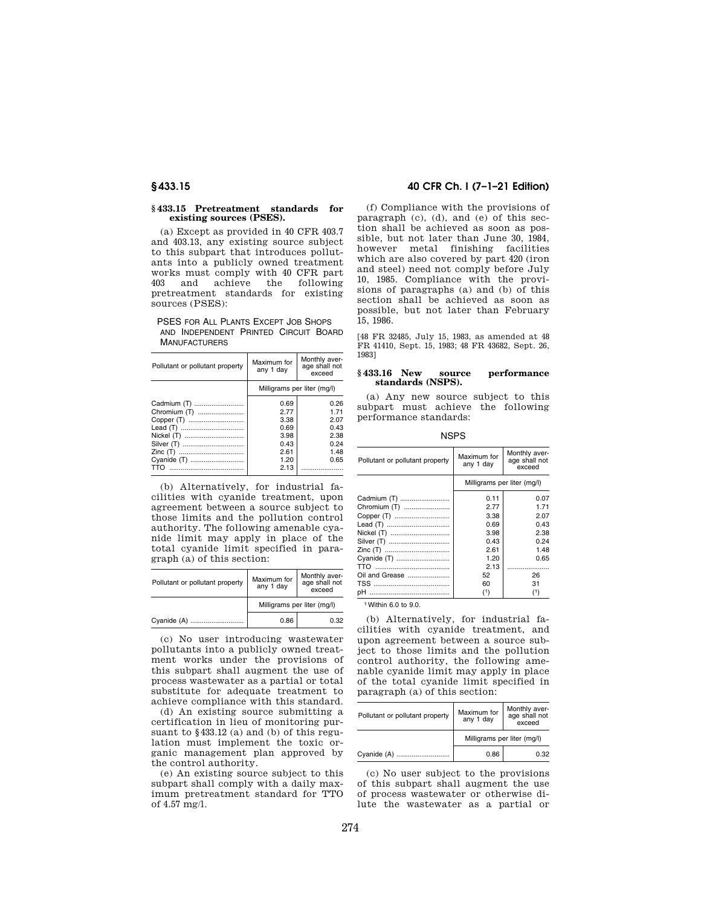## § 433.15 Pretreatment standards for existing sources (PSES).

(a) Except as provided in 40 CFR 403.7 and 403.13, any existing source subject to this subpart that introduces pollutants into a publicly owned treatment works must comply with 40 CFR part 403 and achieve the following pretreatment standards for existing sources (PSES):

PSES FOR ALL PLANTS EXCEPT JOB SHOPS AND INDEPENDENT PRINTED CIRCUIT BOARD MANUFACTURERS

| Pollutant or pollutant property | Maximum for any 1 day | Monthly average shall not exceed |
|---|---|---|
| | Milligrams per liter (mg/l) | |
| Cadmium (T) | 0.69 | 0.26 |
| Chromium (T) | 2.77 | 1.71 |
| Copper (T) | 3.38 | 2.07 |
| Lead (T) | 0.69 | 0.43 |
| Nickel (T) | 3.98 | 2.38 |
| Silver (T) | 0.43 | 0.24 |
| Zinc (T) | 2.61 | 1.48 |
| Cyanide (T) | 1.20 | 0.65 |
| TTO | 2.13 | |

(b) Alternatively, for industrial facilities with cyanide treatment, upon agreement between a source subject to those limits and the pollution control authority. The following amenable cyanide limit may apply in place of the total cyanide limit specified in paragraph (a) of this section:

| Pollutant or pollutant property | Maximum for any 1 day | Monthly average shall not exceed |
|---|---|---|
| | Milligrams per liter (mg/l) | |
| Cyanide (A) | 0.86 | 0.32 |

(c) No user introducing wastewater pollutants into a publicly owned treatment works under the provisions of this subpart shall augment the use of process wastewater as a partial or total substitute for adequate treatment to achieve compliance with this standard.

(d) An existing source submitting a certification in lieu of monitoring pursuant to §433.12 (a) and (b) of this regulation must implement the toxic organic management plan approved by the control authority.

(e) An existing source subject to this subpart shall comply with a daily maximum pretreatment standard for TTO of 4.57 mg/l.

(f) Compliance with the provisions of paragraph (c), (d), and (e) of this section shall be achieved as soon as possible, but not later than June 30, 1984, however metal finishing facilities which are also covered by part 420 (iron and steel) need not comply before July 10, 1985. Compliance with the provisions of paragraphs (a) and (b) of this section shall be achieved as soon as possible, but not later than February 15, 1986.

[48 FR 32485, July 15, 1983, as amended at 48 FR 41410, Sept. 15, 1983; 48 FR 43682, Sept. 26, 1983]

## § 433.16 New source performance standards (NSPS).

(a) Any new source subject to this subpart must achieve the following performance standards:

NSPS

| Pollutant or pollutant property | Maximum for any 1 day | Monthly average shall not exceed |
|---|---|---|
| | Milligrams per liter (mg/l) | |
| Cadmium (T) | 0.11 | 0.07 |
| Chromium (T) | 2.77 | 1.71 |
| Copper (T) | 3.38 | 2.07 |
| Lead (T) | 0.69 | 0.43 |
| Nickel (T) | 3.98 | 2.38 |
| Silver (T) | 0.43 | 0.24 |
| Zinc (T) | 2.61 | 1.48 |
| Cyanide (T) | 1.20 | 0.65 |
| TTO | 2.13 | |
| Oil and Grease | 52 | 26 |
| TSS | 60 | 31 |
| pH | [1] | [1] |

[1] Within 6.0 to 9.0.

(b) Alternatively, for industrial facilities with cyanide treatment, and upon agreement between a source subject to those limits and the pollution control authority, the following amenable cyanide limit may apply in place of the total cyanide limit specified in paragraph (a) of this section:

| Pollutant or pollutant property | Maximum for any 1 day | Monthly average shall not exceed |
|---|---|---|
| | Milligrams per liter (mg/l) | |
| Cyanide (A) | 0.86 | 0.32 |

(c) No user subject to the provisions of this subpart shall augment the use of process wastewater or otherwise dilute the wastewater as a partial or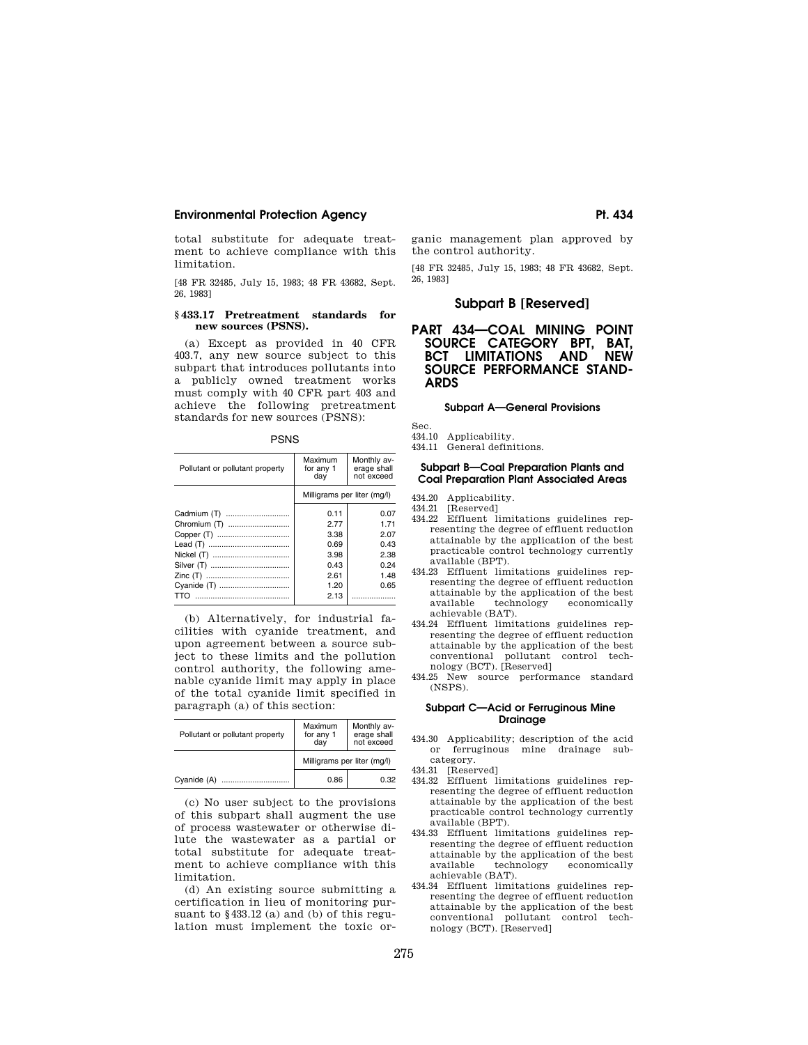total substitute for adequate treatment to achieve compliance with this limitation.

[48 FR 32485, July 15, 1983; 48 FR 43682, Sept. 26, 1983]

#### § 433.17 Pretreatment standards for new sources (PSNS).

(a) Except as provided in 40 CFR 403.7, any new source subject to this subpart that introduces pollutants into a publicly owned treatment works must comply with 40 CFR part 403 and achieve the following pretreatment standards for new sources (PSNS):

PSNS

| Pollutant or pollutant property | Maximum for any 1 day | Monthly average shall not exceed |
|---|---|---|
| | Milligrams per liter (mg/l) | |
| Cadmium (T) | 0.11 | 0.07 |
| Chromium (T) | 2.77 | 1.71 |
| Copper (T) | 3.38 | 2.07 |
| Lead (T) | 0.69 | 0.43 |
| Nickel (T) | 3.98 | 2.38 |
| Silver (T) | 0.43 | 0.24 |
| Zinc (T) | 2.61 | 1.48 |
| Cyanide (T) | 1.20 | 0.65 |
| TTO | 2.13 | |

(b) Alternatively, for industrial facilities with cyanide treatment, and upon agreement between a source subject to these limits and the pollution control authority, the following amenable cyanide limit may apply in place of the total cyanide limit specified in paragraph (a) of this section:

| Pollutant or pollutant property | Maximum for any 1 day | Monthly average shall not exceed |
|---|---|---|
| | Milligrams per liter (mg/l) | |
| Cyanide (A) | 0.86 | 0.32 |

(c) No user subject to the provisions of this subpart shall augment the use of process wastewater or otherwise dilute the wastewater as a partial or total substitute for adequate treatment to achieve compliance with this limitation.

(d) An existing source submitting a certification in lieu of monitoring pursuant to § 433.12 (a) and (b) of this regulation must implement the toxic organic management plan approved by the control authority.

[48 FR 32485, July 15, 1983; 48 FR 43682, Sept. 26, 1983]

## Subpart B [Reserved]

# PART 434—COAL MINING POINT SOURCE CATEGORY BPT, BAT, BCT LIMITATIONS AND NEW SOURCE PERFORMANCE STANDARDS

### Subpart A—General Provisions

Sec.
434.10 Applicability.
434.11 General definitions.

### Subpart B—Coal Preparation Plants and Coal Preparation Plant Associated Areas

434.20 Applicability.
434.21 [Reserved]
434.22 Effluent limitations guidelines representing the degree of effluent reduction attainable by the application of the best practicable control technology currently available (BPT).
434.23 Effluent limitations guidelines representing the degree of effluent reduction attainable by the application of the best available technology economically achievable (BAT).
434.24 Effluent limitations guidelines representing the degree of effluent reduction attainable by the application of the best conventional pollutant control technology (BCT). [Reserved]
434.25 New source performance standard (NSPS).

### Subpart C—Acid or Ferruginous Mine Drainage

434.30 Applicability; description of the acid or ferruginous mine drainage subcategory.
434.31 [Reserved]
434.32 Effluent limitations guidelines representing the degree of effluent reduction attainable by the application of the best practicable control technology currently available (BPT).
434.33 Effluent limitations guidelines representing the degree of effluent reduction attainable by the application of the best available technology economically achievable (BAT).
434.34 Effluent limitations guidelines representing the degree of effluent reduction attainable by the application of the best conventional pollutant control technology (BCT). [Reserved]